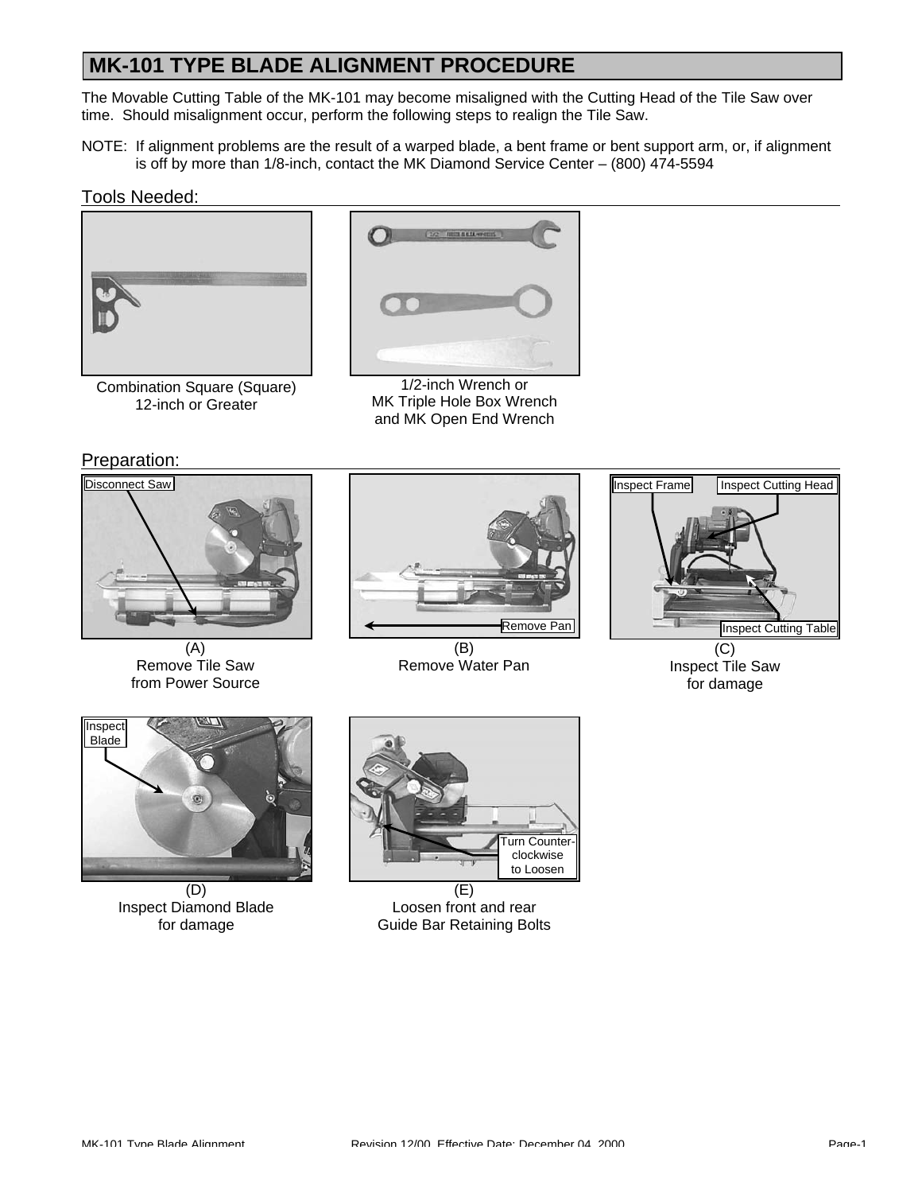# MK-101 TYPE BLADE ALIGNMENT PROCEDURE

The Movable Cutting Table of the MK-101 may become misaligned with the Cutting Head of the Tile Saw over time. Should misalignment occur, perform the following steps to realign the Tile Saw.

NOTE: If alignment problems are the result of a warped blade, a bent frame or bent support arm, or, if alignment is off by more than 1/8-inch, contact the MK Diamond Service Center – (800) 474-5594

## Tools Needed:

Combination Square (Square)
12-inch or Greater

1/2-inch Wrench or
MK Triple Hole Box Wrench
and MK Open End Wrench

## Preparation:

Disconnect Saw

(A)
Remove Tile Saw
from Power Source

Remove Pan

(B)
Remove Water Pan

Inspect Frame

Inspect Cutting Head

Inspect Cutting Table

(C)
Inspect Tile Saw
for damage

Inspect Blade

(D)
Inspect Diamond Blade
for damage

Turn Counter-clockwise to Loosen

(E)
Loosen front and rear
Guide Bar Retaining Bolts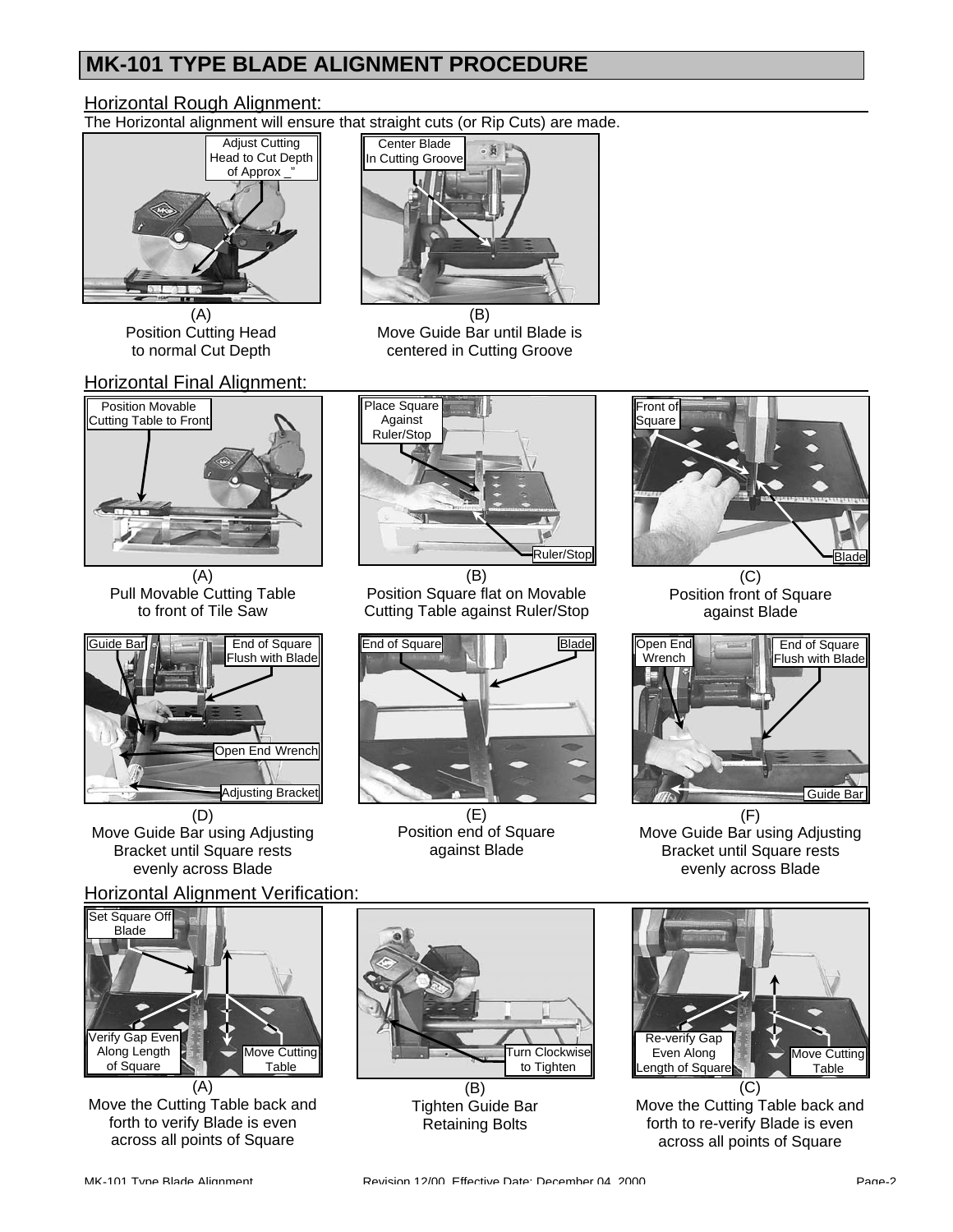# MK-101 TYPE BLADE ALIGNMENT PROCEDURE

## Horizontal Rough Alignment:

The Horizontal alignment will ensure that straight cuts (or Rip Cuts) are made.

Adjust Cutting Head to Cut Depth of Approx _"

(A)
Position Cutting Head to normal Cut Depth

Center Blade In Cutting Groove

(B)
Move Guide Bar until Blade is centered in Cutting Groove

## Horizontal Final Alignment:

Position Movable Cutting Table to Front

(A)
Pull Movable Cutting Table to front of Tile Saw

Place Square Against Ruler/Stop

Ruler/Stop

(B)
Position Square flat on Movable Cutting Table against Ruler/Stop

Front of Square

Blade

(C)
Position front of Square against Blade

Guide Bar

End of Square Flush with Blade

Open End Wrench

Adjusting Bracket

(D)
Move Guide Bar using Adjusting Bracket until Square rests evenly across Blade

End of Square

Blade

(E)
Position end of Square against Blade

Open End Wrench

End of Square Flush with Blade

Guide Bar

(F)
Move Guide Bar using Adjusting Bracket until Square rests evenly across Blade

## Horizontal Alignment Verification:

Set Square Off Blade

Verify Gap Even Along Length of Square

Move Cutting Table

(A)
Move the Cutting Table back and forth to verify Blade is even across all points of Square

Turn Clockwise to Tighten

(B)
Tighten Guide Bar Retaining Bolts

Re-verify Gap Even Along Length of Square

Move Cutting Table

(C)
Move the Cutting Table back and forth to re-verify Blade is even across all points of Square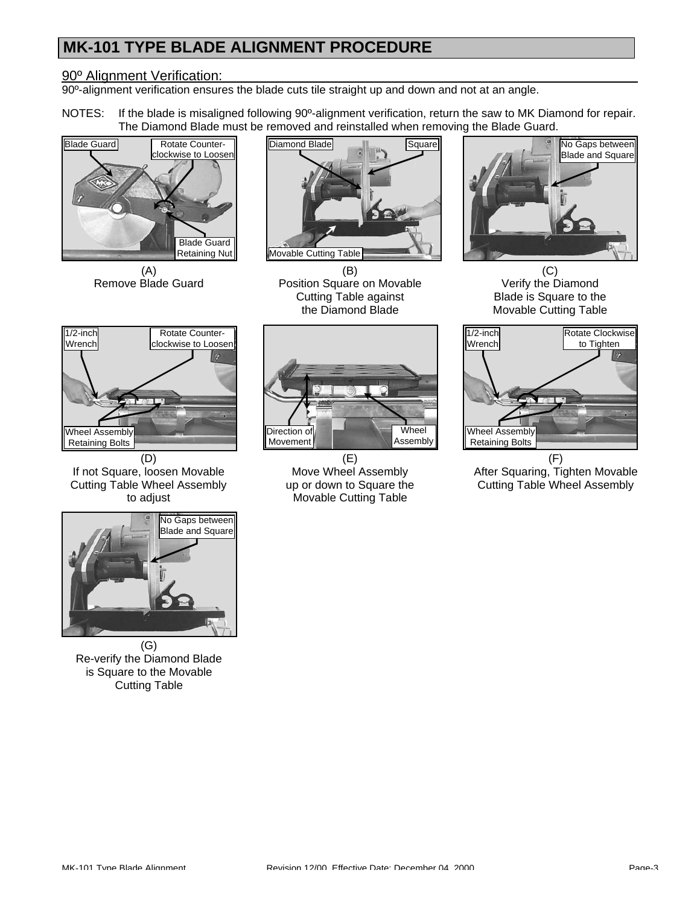# MK-101 TYPE BLADE ALIGNMENT PROCEDURE

## 90º Alignment Verification:

90º-alignment verification ensures the blade cuts tile straight up and down and not at an angle.

NOTES: If the blade is misaligned following 90º-alignment verification, return the saw to MK Diamond for repair. The Diamond Blade must be removed and reinstalled when removing the Blade Guard.

Blade Guard
Rotate Counter-clockwise to Loosen
Blade Guard Retaining Nut

(A)
Remove Blade Guard

Diamond Blade
Square
Movable Cutting Table

(B)
Position Square on Movable Cutting Table against the Diamond Blade

No Gaps between Blade and Square

(C)
Verify the Diamond Blade is Square to the Movable Cutting Table

1/2-inch Wrench
Rotate Counter-clockwise to Loosen
Wheel Assembly Retaining Bolts

(D)
If not Square, loosen Movable Cutting Table Wheel Assembly to adjust

Direction of Movement
Wheel Assembly

(E)
Move Wheel Assembly up or down to Square the Movable Cutting Table

1/2-inch Wrench
Rotate Clockwise to Tighten
Wheel Assembly Retaining Bolts

(F)
After Squaring, Tighten Movable Cutting Table Wheel Assembly

No Gaps between Blade and Square

(G)
Re-verify the Diamond Blade is Square to the Movable Cutting Table